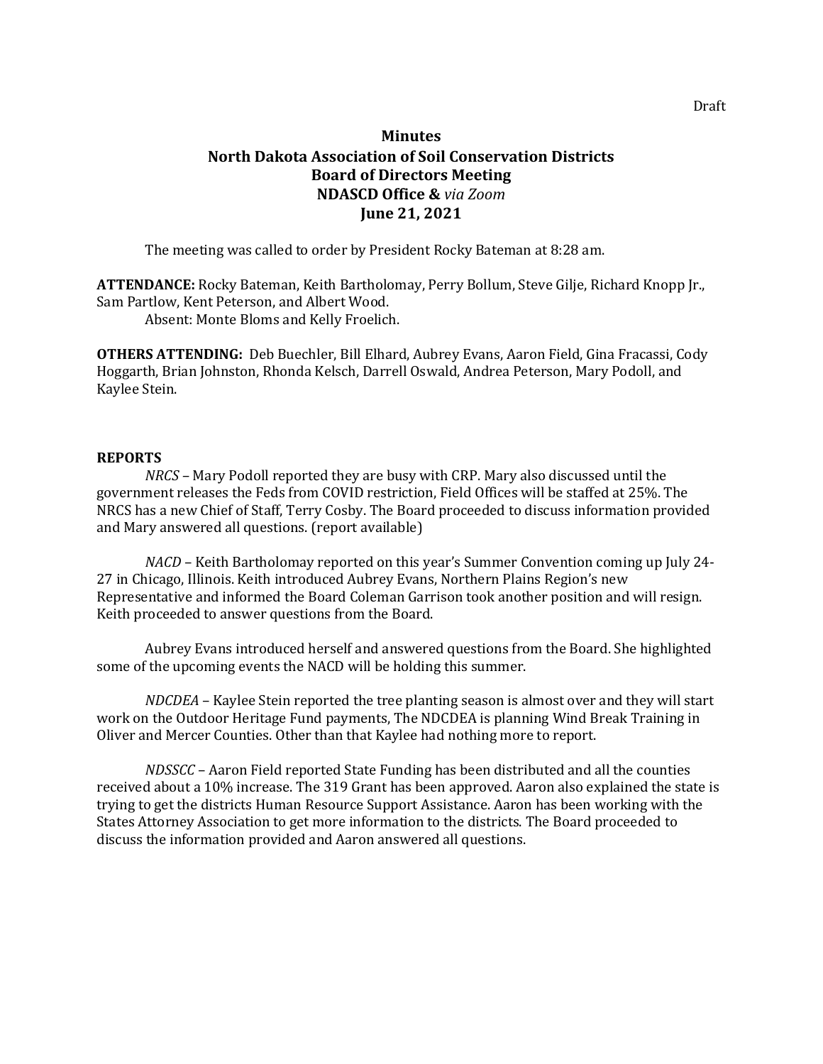Draft

# Minutes
## North Dakota Association of Soil Conservation Districts
## Board of Directors Meeting
## NDASCD Office & *via Zoom*
## June 21, 2021

The meeting was called to order by President Rocky Bateman at 8:28 am.

**ATTENDANCE:** Rocky Bateman, Keith Bartholomay, Perry Bollum, Steve Gilje, Richard Knopp Jr., Sam Partlow, Kent Peterson, and Albert Wood.

Absent: Monte Bloms and Kelly Froelich.

**OTHERS ATTENDING:** Deb Buechler, Bill Elhard, Aubrey Evans, Aaron Field, Gina Fracassi, Cody Hoggarth, Brian Johnston, Rhonda Kelsch, Darrell Oswald, Andrea Peterson, Mary Podoll, and Kaylee Stein.

**REPORTS**

*NRCS* – Mary Podoll reported they are busy with CRP. Mary also discussed until the government releases the Feds from COVID restriction, Field Offices will be staffed at 25%. The NRCS has a new Chief of Staff, Terry Cosby. The Board proceeded to discuss information provided and Mary answered all questions. (report available)

*NACD* – Keith Bartholomay reported on this year's Summer Convention coming up July 24-27 in Chicago, Illinois. Keith introduced Aubrey Evans, Northern Plains Region's new Representative and informed the Board Coleman Garrison took another position and will resign. Keith proceeded to answer questions from the Board.

Aubrey Evans introduced herself and answered questions from the Board. She highlighted some of the upcoming events the NACD will be holding this summer.

*NDCDEA* – Kaylee Stein reported the tree planting season is almost over and they will start work on the Outdoor Heritage Fund payments, The NDCDEA is planning Wind Break Training in Oliver and Mercer Counties. Other than that Kaylee had nothing more to report.

*NDSSCC* – Aaron Field reported State Funding has been distributed and all the counties received about a 10% increase. The 319 Grant has been approved. Aaron also explained the state is trying to get the districts Human Resource Support Assistance. Aaron has been working with the States Attorney Association to get more information to the districts. The Board proceeded to discuss the information provided and Aaron answered all questions.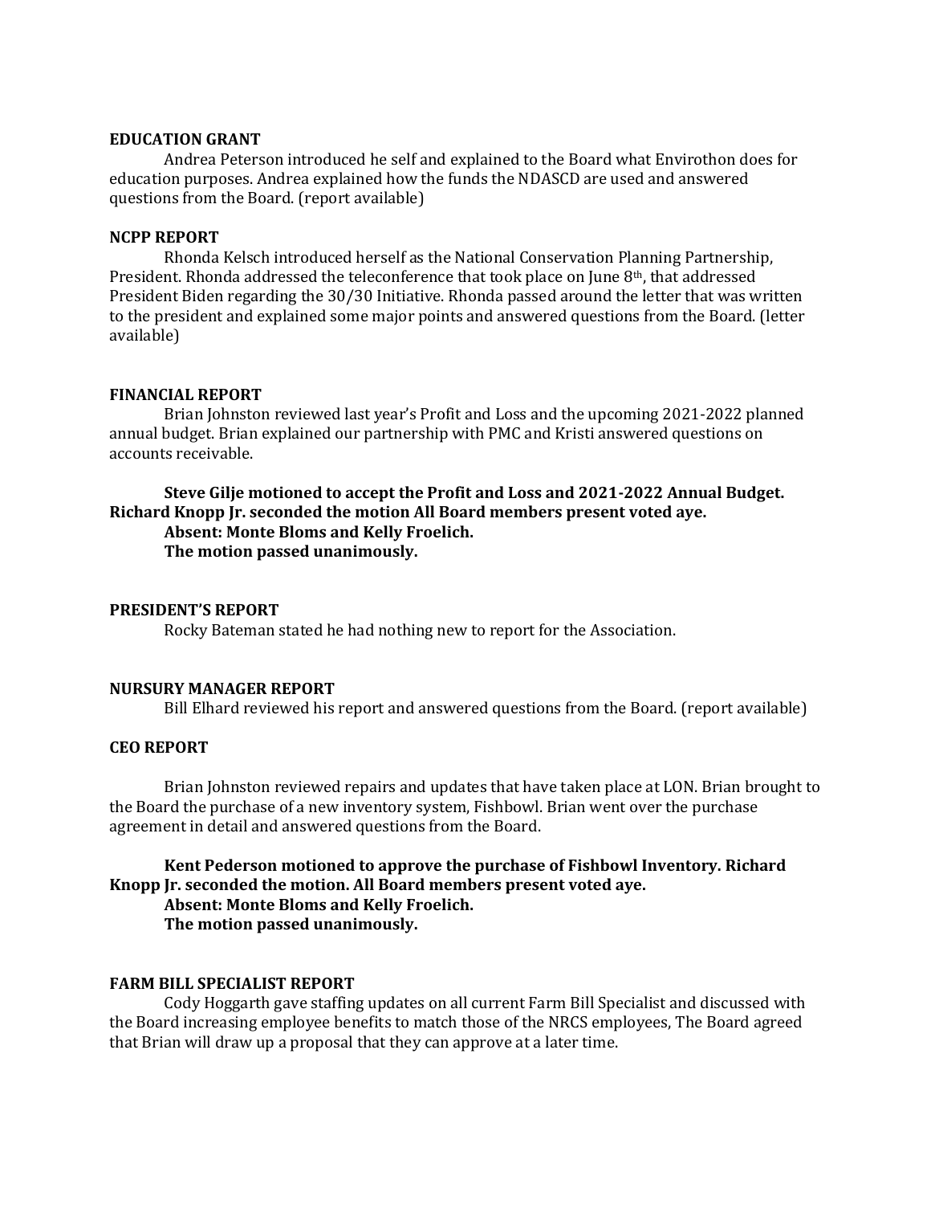**EDUCATION GRANT**

Andrea Peterson introduced he self and explained to the Board what Envirothon does for education purposes. Andrea explained how the funds the NDASCD are used and answered questions from the Board. (report available)

**NCPP REPORT**

Rhonda Kelsch introduced herself as the National Conservation Planning Partnership, President. Rhonda addressed the teleconference that took place on June 8th, that addressed President Biden regarding the 30/30 Initiative. Rhonda passed around the letter that was written to the president and explained some major points and answered questions from the Board. (letter available)

**FINANCIAL REPORT**

Brian Johnston reviewed last year's Profit and Loss and the upcoming 2021-2022 planned annual budget. Brian explained our partnership with PMC and Kristi answered questions on accounts receivable.

**Steve Gilje motioned to accept the Profit and Loss and 2021-2022 Annual Budget. Richard Knopp Jr. seconded the motion All Board members present voted aye.**
**Absent: Monte Bloms and Kelly Froelich.**
**The motion passed unanimously.**

**PRESIDENT'S REPORT**

Rocky Bateman stated he had nothing new to report for the Association.

**NURSURY MANAGER REPORT**

Bill Elhard reviewed his report and answered questions from the Board. (report available)

**CEO REPORT**

Brian Johnston reviewed repairs and updates that have taken place at LON. Brian brought to the Board the purchase of a new inventory system, Fishbowl. Brian went over the purchase agreement in detail and answered questions from the Board.

**Kent Pederson motioned to approve the purchase of Fishbowl Inventory. Richard Knopp Jr. seconded the motion. All Board members present voted aye.**
**Absent: Monte Bloms and Kelly Froelich.**
**The motion passed unanimously.**

**FARM BILL SPECIALIST REPORT**

Cody Hoggarth gave staffing updates on all current Farm Bill Specialist and discussed with the Board increasing employee benefits to match those of the NRCS employees, The Board agreed that Brian will draw up a proposal that they can approve at a later time.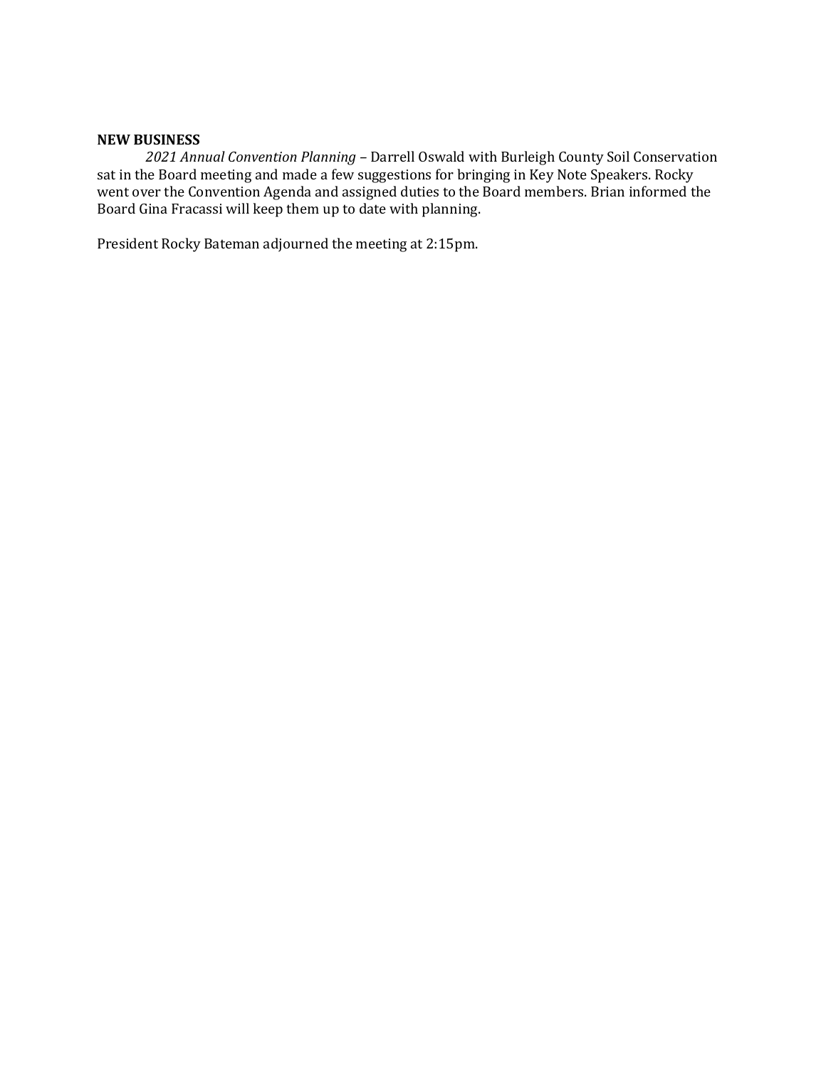**NEW BUSINESS**

*2021 Annual Convention Planning* – Darrell Oswald with Burleigh County Soil Conservation sat in the Board meeting and made a few suggestions for bringing in Key Note Speakers. Rocky went over the Convention Agenda and assigned duties to the Board members. Brian informed the Board Gina Fracassi will keep them up to date with planning.

President Rocky Bateman adjourned the meeting at 2:15pm.